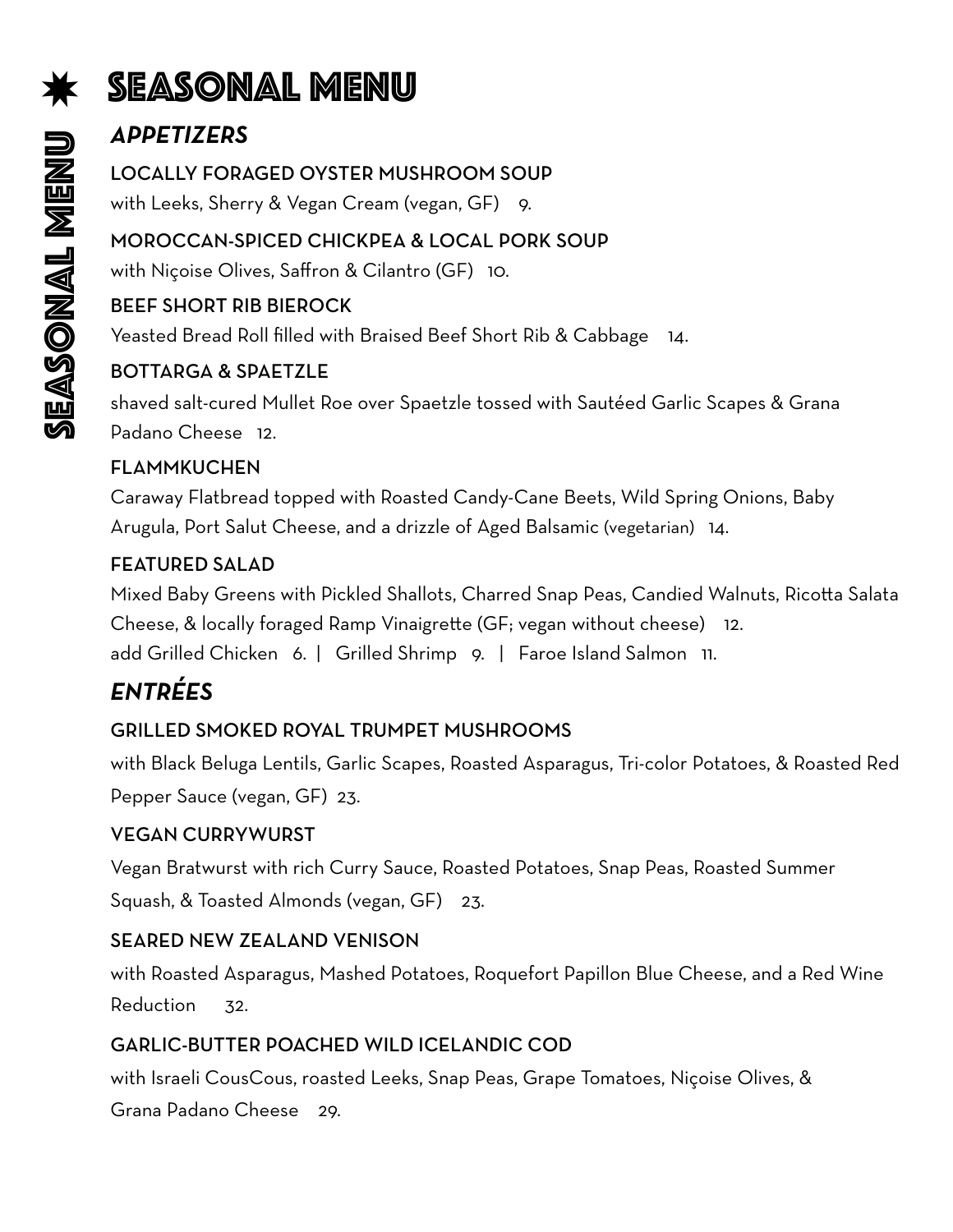# SEASONAL MENU

## *APPETIZERS*

### LOCALLY FORAGED OYSTER MUSHROOM SOUP

with Leeks, Sherry & Vegan Cream (vegan, GF) 9.

### MOROCCAN-SPICED CHICKPEA & LOCAL PORK SOUP

with Niçoise Olives, Saffron & Cilantro (GF) 10.

### BEEF SHORT RIB BIEROCK

Yeasted Bread Roll filled with Braised Beef Short Rib & Cabbage 14.

### BOTTARGA & SPAETZLE

shaved salt-cured Mullet Roe over Spaetzle tossed with Sautéed Garlic Scapes & Grana Padano Cheese 12.

### FLAMMKUCHEN

Caraway Flatbread topped with Roasted Candy-Cane Beets, Wild Spring Onions, Baby Arugula, Port Salut Cheese, and a drizzle of Aged Balsamic (vegetarian) 14.

### FEATURED SALAD

Mixed Baby Greens with Pickled Shallots, Charred Snap Peas, Candied Walnuts, Ricotta Salata Cheese, & locally foraged Ramp Vinaigrette (GF; vegan without cheese) 12.

add Grilled Chicken 6. | Grilled Shrimp 9. | Faroe Island Salmon 11.

## *ENTRÉES*

### GRILLED SMOKED ROYAL TRUMPET MUSHROOMS

with Black Beluga Lentils, Garlic Scapes, Roasted Asparagus, Tri-color Potatoes, & Roasted Red Pepper Sauce (vegan, GF) 23.

### VEGAN CURRYWURST

Vegan Bratwurst with rich Curry Sauce, Roasted Potatoes, Snap Peas, Roasted Summer Squash, & Toasted Almonds (vegan, GF) 23.

### SEARED NEW ZEALAND VENISON

with Roasted Asparagus, Mashed Potatoes, Roquefort Papillon Blue Cheese, and a Red Wine Reduction 32.

### GARLIC-BUTTER POACHED WILD ICELANDIC COD

with Israeli CousCous, roasted Leeks, Snap Peas, Grape Tomatoes, Niçoise Olives, & Grana Padano Cheese 29.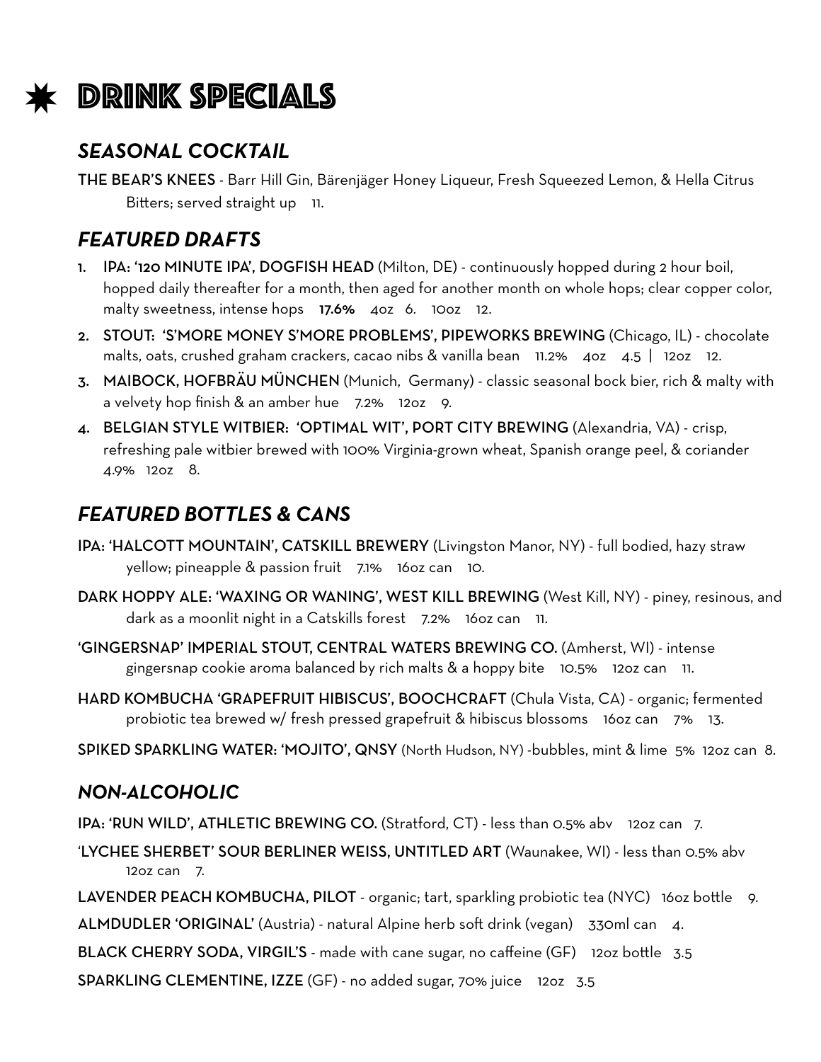# ✷ DRINK SPECIALS

## *SEASONAL COCKTAIL*

**THE BEAR'S KNEES** - Barr Hill Gin, Bärenjäger Honey Liqueur, Fresh Squeezed Lemon, & Hella Citrus Bitters; served straight up 11.

## *FEATURED DRAFTS*

1. **IPA: '120 MINUTE IPA', DOGFISH HEAD** (Milton, DE) - continuously hopped during 2 hour boil, hopped daily thereafter for a month, then aged for another month on whole hops; clear copper color, malty sweetness, intense hops **17.6%** 4oz 6. 10oz 12.
2. **STOUT: 'S'MORE MONEY S'MORE PROBLEMS', PIPEWORKS BREWING** (Chicago, IL) - chocolate malts, oats, crushed graham crackers, cacao nibs & vanilla bean 11.2% 4oz 4.5 | 12oz 12.
3. **MAIBOCK, HOFBRÄU MÜNCHEN** (Munich, Germany) - classic seasonal bock bier, rich & malty with a velvety hop finish & an amber hue 7.2% 12oz 9.
4. **BELGIAN STYLE WITBIER: 'OPTIMAL WIT', PORT CITY BREWING** (Alexandria, VA) - crisp, refreshing pale witbier brewed with 100% Virginia-grown wheat, Spanish orange peel, & coriander 4.9% 12oz 8.

## *FEATURED BOTTLES & CANS*

**IPA: 'HALCOTT MOUNTAIN', CATSKILL BREWERY** (Livingston Manor, NY) - full bodied, hazy straw yellow; pineapple & passion fruit 7.1% 16oz can 10.

**DARK HOPPY ALE: 'WAXING OR WANING', WEST KILL BREWING** (West Kill, NY) - piney, resinous, and dark as a moonlit night in a Catskills forest 7.2% 16oz can 11.

**'GINGERSNAP' IMPERIAL STOUT, CENTRAL WATERS BREWING CO.** (Amherst, WI) - intense gingersnap cookie aroma balanced by rich malts & a hoppy bite 10.5% 12oz can 11.

**HARD KOMBUCHA 'GRAPEFRUIT HIBISCUS', BOOCHCRAFT** (Chula Vista, CA) - organic; fermented probiotic tea brewed w/ fresh pressed grapefruit & hibiscus blossoms 16oz can 7% 13.

**SPIKED SPARKLING WATER: 'MOJITO', QNSY** (North Hudson, NY) -bubbles, mint & lime 5% 12oz can 8.

## *NON-ALCOHOLIC*

**IPA: 'RUN WILD', ATHLETIC BREWING CO.** (Stratford, CT) - less than 0.5% abv 12oz can 7.

**'LYCHEE SHERBET' SOUR BERLINER WEISS, UNTITLED ART** (Waunakee, WI) - less than 0.5% abv 12oz can 7.

**LAVENDER PEACH KOMBUCHA, PILOT** - organic; tart, sparkling probiotic tea (NYC) 16oz bottle 9.

**ALMDUDLER 'ORIGINAL'** (Austria) - natural Alpine herb soft drink (vegan) 330ml can 4.

**BLACK CHERRY SODA, VIRGIL'S** - made with cane sugar, no caffeine (GF) 12oz bottle 3.5

**SPARKLING CLEMENTINE, IZZE** (GF) - no added sugar, 70% juice 12oz 3.5